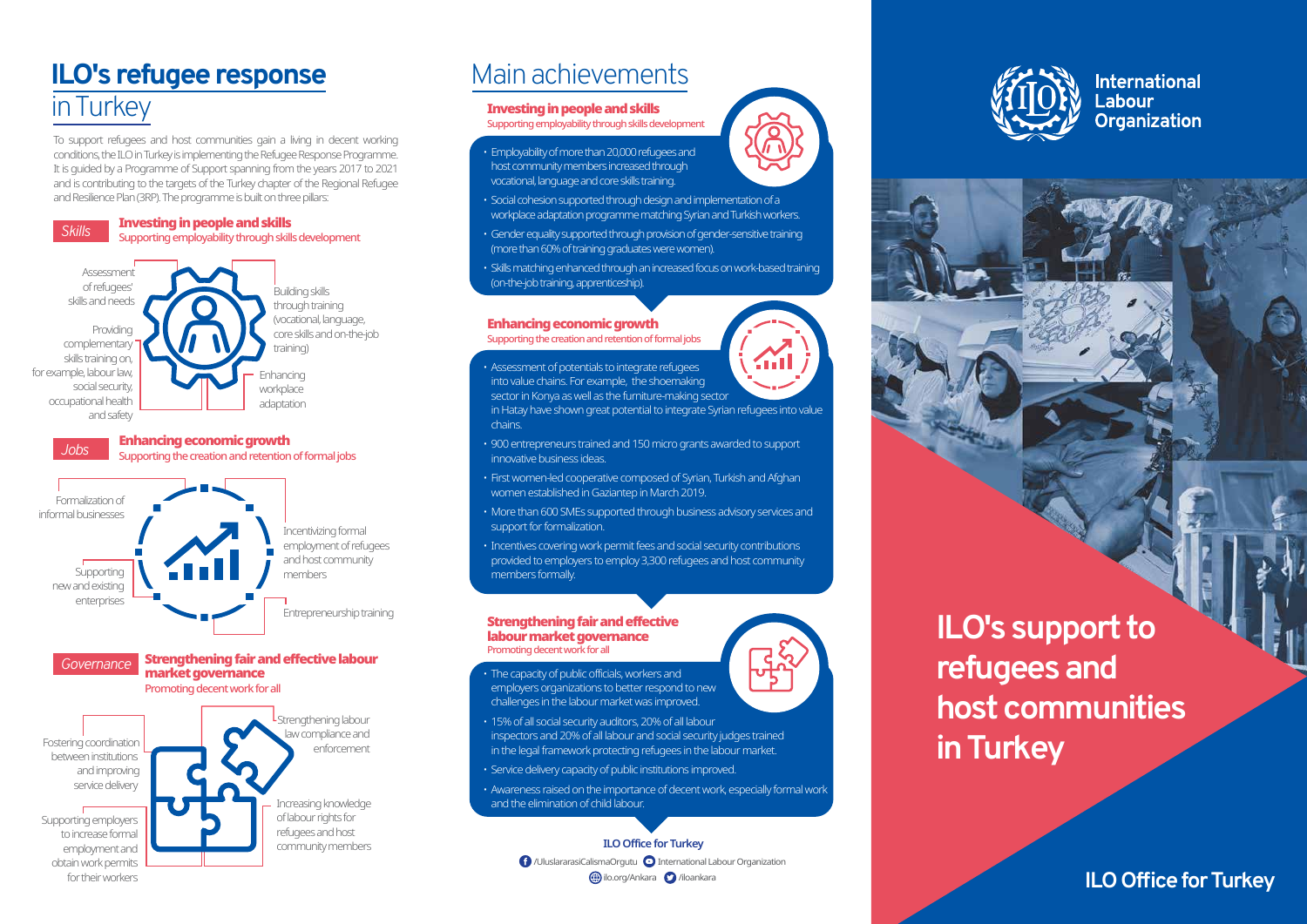# ILO's refugee response in Turkey

To support refugees and host communities gain a living in decent working conditions, the ILO in Turkey is implementing the Refugee Response Programme. It is guided by a Programme of Support spanning from the years 2017 to 2021 and is contributing to the targets of the Turkey chapter of the Regional Refugee and Resilience Plan (3RP). The programme is built on three pillars:

### *Skills* — Investing in people and skills

Supporting employability through skills development

- Assessment of refugees' skills and needs
- Providing complementary skills training on, for example, labour law, social security, occupational health and safety
- Building skills through training (vocational, language, core skills and on-the-job training)
- Enhancing workplace adaptation

### *Jobs* — Enhancing economic growth

Supporting the creation and retention of formal jobs

- Formalization of informal businesses
- Supporting new and existing enterprises
- Incentivizing formal employment of refugees and host community members
- Entrepreneurship training

### *Governance* — Strengthening fair and effective labour market governance

Promoting decent work for all

- Fostering coordination between institutions and improving service delivery
- Supporting employers to increase formal employment and obtain work permits for their workers
- Strengthening labour law compliance and enforcement
- Increasing knowledge of labour rights for refugees and host community members

# Main achievements

### Investing in people and skills

Supporting employability through skills development

- Employability of more than 20,000 refugees and host community members increased through vocational, language and core skills training.
- Social cohesion supported through design and implementation of a workplace adaptation programme matching Syrian and Turkish workers.
- Gender equality supported through provision of gender-sensitive training (more than 60% of training graduates were women).
- Skills matching enhanced through an increased focus on work-based training (on-the-job training, apprenticeship).

### Enhancing economic growth

Supporting the creation and retention of formal jobs

- Assessment of potentials to integrate refugees into value chains. For example, the shoemaking sector in Konya as well as the furniture-making sector in Hatay have shown great potential to integrate Syrian refugees into value chains.
- 900 entrepreneurs trained and 150 micro grants awarded to support innovative business ideas.
- First women-led cooperative composed of Syrian, Turkish and Afghan women established in Gaziantep in March 2019.
- More than 600 SMEs supported through business advisory services and support for formalization.
- Incentives covering work permit fees and social security contributions provided to employers to employ 3,300 refugees and host community members formally.

### Strengthening fair and effective labour market governance

Promoting decent work for all

- The capacity of public officials, workers and employers organizations to better respond to new challenges in the labour market was improved.
- 15% of all social security auditors, 20% of all labour inspectors and 20% of all labour and social security judges trained in the legal framework protecting refugees in the labour market.
- Service delivery capacity of public institutions improved.
- Awareness raised on the importance of decent work, especially formal work and the elimination of child labour.

**ILO Office for Turkey**

/UluslararasiCalismaOrgutu · International Labour Organization · ilo.org/Ankara · /iloankara

International Labour Organization

# ILO's support to refugees and host communities in Turkey

**ILO Office for Turkey**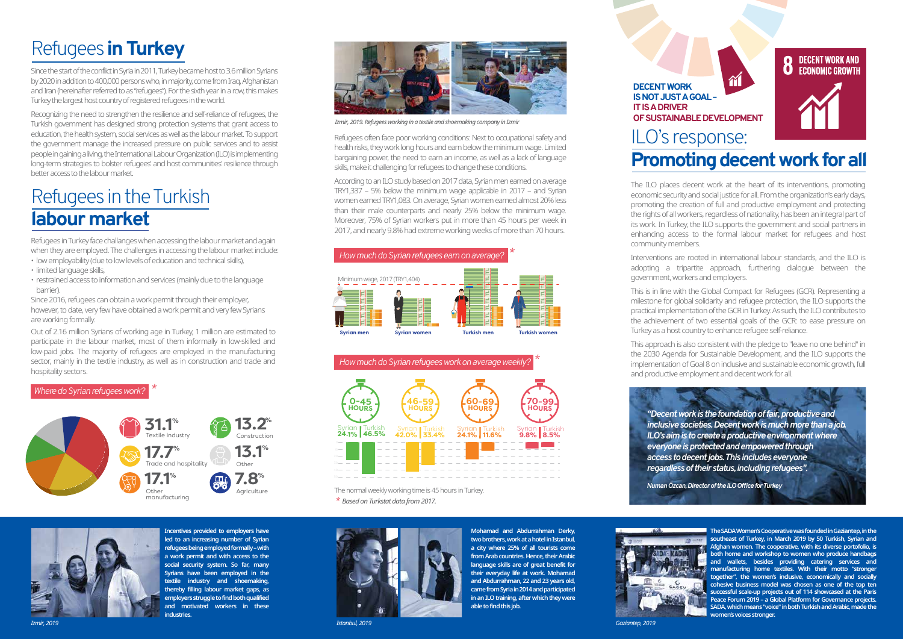# Refugees **in Turkey**

Since the start of the conflict in Syria in 2011, Turkey became host to 3.6 million Syrians by 2020 in addition to 400,000 persons who, in majority, come from Iraq, Afghanistan and Iran (hereinafter referred to as "refugees"). For the sixth year in a row, this makes Turkey the largest host country of registered refugees in the world.

Recognizing the need to strengthen the resilience and self-reliance of refugees, the Turkish government has designed strong protection systems that grant access to education, the health system, social services as well as the labour market. To support the government manage the increased pressure on public services and to assist people in gaining a living, the International Labour Organization (ILO) is implementing long-term strategies to bolster refugees' and host communities' resilience through better access to the labour market.

# Refugees in the Turkish **labour market**

Refugees in Turkey face challanges when accessing the labour market and again when they are employed. The challenges in accessing the labour market include:

- low employability (due to low levels of education and technical skills),
- limited language skills,
- restrained access to information and services (mainly due to the language barrier).

Since 2016, refugees can obtain a work permit through their employer, however, to date, very few have obtained a work permit and very few Syrians are working formally.

Out of 2.16 million Syrians of working age in Turkey, 1 million are estimated to participate in the labour market, most of them informally in low-skilled and low-paid jobs. The majority of refugees are employed in the manufacturing sector, mainly in the textile industry, as well as in construction and trade and hospitality sectors.

*Where do Syrian refugees work?* *

31.1% Textile industry
17.7% Trade and hospitality
17.1% Other manufacturing
13.2% Construction
13.1% Other
7.8% Agriculture

Izmir, 2019. Refugees working in a textile and shoemaking company in Izmir

Refugees often face poor working conditions: Next to occupational safety and health risks, they work long hours and earn below the minimum wage. Limited bargaining power, the need to earn an income, as well as a lack of language skills, make it challenging for refugees to change these conditions.

According to an ILO study based on 2017 data, Syrian men earned on average TRY1,337 – 5% below the minimum wage applicable in 2017 – and Syrian women earned TRY1,083. On average, Syrian women earned almost 20% less than their male counterparts and nearly 25% below the minimum wage. Moreover, 75% of Syrian workers put in more than 45 hours per week in 2017, and nearly 9.8% had extreme working weeks of more than 70 hours.

*How much do Syrian refugees earn on average?* *

Minimum wage, 2017 (TRY1,404)

Syrian men
Syrian women
Turkish men
Turkish women

*How much do Syrian refugees work on average weekly?* *

0-45 HOURS: Syrian 24.1% | Turkish 46.5%
46-59 HOURS: Syrian 42.0% | Turkish 33.4%
60-69 HOURS: Syrian 24.1% | Turkish 11.6%
70-99 HOURS: Syrian 9.8% | Turkish 8.5%

The normal weekly working time is 45 hours in Turkey.

* *Based on Turkstat data from 2017.*

**DECENT WORK IS NOT JUST A GOAL – IT IS A DRIVER OF SUSTAINABLE DEVELOPMENT**

8 DECENT WORK AND ECONOMIC GROWTH

# ILO's response: **Promoting decent work for all**

The ILO places decent work at the heart of its interventions, promoting economic security and social justice for all. From the organization's early days, promoting the creation of full and productive employment and protecting the rights of all workers, regardless of nationality, has been an integral part of its work. In Turkey, the ILO supports the government and social partners in enhancing access to the formal labour market for refugees and host community members.

Interventions are rooted in international labour standards, and the ILO is adopting a tripartite approach, furthering dialogue between the government, workers and employers.

This is in line with the Global Compact for Refugees (GCR). Representing a milestone for global solidarity and refugee protection, the ILO supports the practical implementation of the GCR in Turkey. As such, the ILO contributes to the achievement of two essential goals of the GCR: to ease pressure on Turkey as a host country to enhance refugee self-reliance.

This approach is also consistent with the pledge to "leave no one behind" in the 2030 Agenda for Sustainable Development, and the ILO supports the implementation of Goal 8 on inclusive and sustainable economic growth, full and productive employment and decent work for all.

***"Decent work is the foundation of fair, productive and inclusive societies. Decent work is much more than a job. ILO's aim is to create a productive environment where everyone is protected and empowered through access to decent jobs. This includes everyone regardless of their status, including refugees".***

***Numan Özcan, Director of the ILO Office for Turkey***

**Incentives provided to employers have led to an increasing number of Syrian refugees being employed formally – with a work permit and with access to the social security system. So far, many Syrians have been employed in the textile industry and shoemaking, thereby filling labour market gaps, as employers struggle to find both qualified and motivated workers in these industries.**

*Izmir, 2019*

**Mohamad and Abdurrahman Derky, two brothers, work at a hotel in Istanbul, a city where 25% of all tourists come from Arab countries. Hence, their Arabic language skills are of great benefit for their everyday life at work. Mohamad and Abdurrahman, 22 and 23 years old, came from Syria in 2014 and participated in an ILO training, after which they were able to find this job.**

*Istanbul, 2019*

**The SADA Women's Cooperative was founded in Gaziantep, in the southeast of Turkey, in March 2019 by 50 Turkish, Syrian and Afghan women. The cooperative, with its diverse portofolio, is both home and workshop to women who produce handbags and wallets, besides providing catering services and manufacturing home textiles. With their motto "stronger together", the women's inclusive, economically and socially cohesive business model was chosen as one of the top ten successful scale-up projects out of 114 showcased at the Paris Peace Forum 2019 – a Global Platform for Governance projects. SADA, which means "voice" in both Turkish and Arabic, made the women's voices stronger.**

*Gaziantep, 2019*